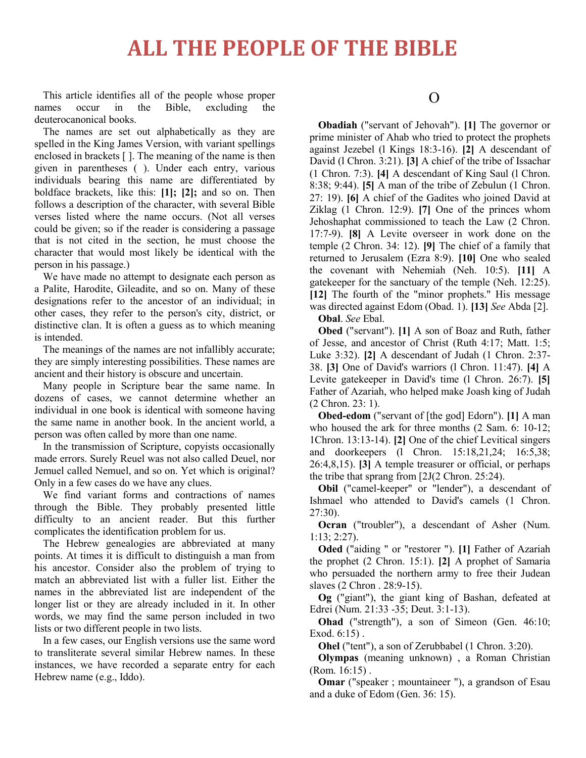# ALL THE PEOPLE OF THE BIBLE

This article identifies all of the people whose proper names occur in the Bible, excluding the deuterocanonical books.

The names are set out alphabetically as they are spelled in the King James Version, with variant spellings enclosed in brackets [ ]. The meaning of the name is then given in parentheses ( ). Under each entry, various individuals bearing this name are differentiated by boldface brackets, like this: **[1]; [2];** and so on. Then follows a description of the character, with several Bible verses listed where the name occurs. (Not all verses could be given; so if the reader is considering a passage that is not cited in the section, he must choose the character that would most likely be identical with the person in his passage.)

We have made no attempt to designate each person as a Palite, Harodite, Gileadite, and so on. Many of these designations refer to the ancestor of an individual; in other cases, they refer to the person's city, district, or distinctive clan. It is often a guess as to which meaning is intended.

The meanings of the names are not infallibly accurate; they are simply interesting possibilities. These names are ancient and their history is obscure and uncertain.

Many people in Scripture bear the same name. In dozens of cases, we cannot determine whether an individual in one book is identical with someone having the same name in another book. In the ancient world, a person was often called by more than one name.

In the transmission of Scripture, copyists occasionally made errors. Surely Reuel was not also called Deuel, nor Jemuel called Nemuel, and so on. Yet which is original? Only in a few cases do we have any clues.

We find variant forms and contractions of names through the Bible. They probably presented little difficulty to an ancient reader. But this further complicates the identification problem for us.

The Hebrew genealogies are abbreviated at many points. At times it is difficult to distinguish a man from his ancestor. Consider also the problem of trying to match an abbreviated list with a fuller list. Either the names in the abbreviated list are independent of the longer list or they are already included in it. In other words, we may find the same person included in two lists or two different people in two lists.

In a few cases, our English versions use the same word to transliterate several similar Hebrew names. In these instances, we have recorded a separate entry for each Hebrew name (e.g., Iddo).

## O

**Obadiah** ("servant of Jehovah"). **[1]** The governor or prime minister of Ahab who tried to protect the prophets against Jezebel (l Kings 18:3-16). **[2]** A descendant of David (l Chron. 3:21). **[3]** A chief of the tribe of Issachar (1 Chron. 7:3). **[4]** A descendant of King Saul (l Chron. 8:38; 9:44). **[5]** A man of the tribe of Zebulun (1 Chron. 27: 19). **[6]** A chief of the Gadites who joined David at Ziklag (1 Chron. 12:9). **[7]** One of the princes whom Jehoshaphat commissioned to teach the Law (2 Chron. 17:7-9). **[8]** A Levite overseer in work done on the temple (2 Chron. 34: 12). **[9]** The chief of a family that returned to Jerusalem (Ezra 8:9). **[10]** One who sealed the covenant with Nehemiah (Neh. 10:5). **[11]** A gatekeeper for the sanctuary of the temple (Neh. 12:25). **[12]** The fourth of the "minor prophets." His message was directed against Edom (Obad. 1). **[13]** *See* Abda [2].

**Obal**. *See* Ebal.

**Obed** ("servant"). **[1]** A son of Boaz and Ruth, father of Jesse, and ancestor of Christ (Ruth 4:17; Matt. 1:5; Luke 3:32). **[2]** A descendant of Judah (1 Chron. 2:37-38. **[3]** One of David's warriors (l Chron. 11:47). **[4]** A Levite gatekeeper in David's time (l Chron. 26:7). **[5]** Father of Azariah, who helped make Joash king of Judah (2 Chron. 23: 1).

**Obed-edom** ("servant of [the god] Edorn"). **[1]** A man who housed the ark for three months (2 Sam. 6: 10-12; 1Chron. 13:13-14). **[2]** One of the chief Levitical singers and doorkeepers (l Chron. 15:18,21,24; 16:5,38; 26:4,8,15). **[3]** A temple treasurer or official, or perhaps the tribe that sprang from [2J(2 Chron. 25:24).

**Obil** ("camel-keeper" or "lender"), a descendant of Ishmael who attended to David's camels (1 Chron. 27:30).

**Ocran** ("troubler"), a descendant of Asher (Num. 1:13; 2:27).

**Oded** ("aiding " or "restorer "). **[1]** Father of Azariah the prophet (2 Chron. 15:1). **[2]** A prophet of Samaria who persuaded the northern army to free their Judean slaves (2 Chron . 28:9-15).

**Og** ("giant"), the giant king of Bashan, defeated at Edrei (Num. 21:33 -35; Deut. 3:1-13).

**Ohad** ("strength"), a son of Simeon (Gen. 46:10; Exod. 6:15) .

**Ohel** ("tent"), a son of Zerubbabel (1 Chron. 3:20).

**Olympas** (meaning unknown) , a Roman Christian (Rom. 16:15) .

**Omar** ("speaker ; mountaineer "), a grandson of Esau and a duke of Edom (Gen. 36: 15).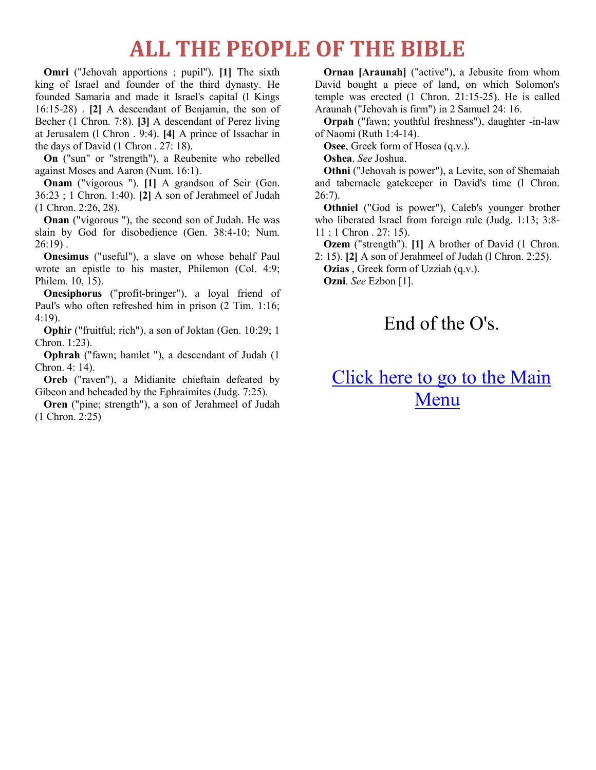# ALL THE PEOPLE OF THE BIBLE

**Omri** ("Jehovah apportions ; pupil"). **[1]** The sixth king of Israel and founder of the third dynasty. He founded Samaria and made it Israel's capital (l Kings 16:15-28) . **[2]** A descendant of Benjamin, the son of Becher (1 Chron. 7:8). **[3]** A descendant of Perez living at Jerusalem (l Chron . 9:4). **[4]** A prince of Issachar in the days of David (1 Chron . 27: 18).

**On** ("sun" or "strength"), a Reubenite who rebelled against Moses and Aaron (Num. 16:1).

**Onam** ("vigorous "). **[1]** A grandson of Seir (Gen. 36:23 ; 1 Chron. 1:40). **[2]** A son of Jerahmeel of Judah (1 Chron. 2:26, 28).

**Onan** ("vigorous "), the second son of Judah. He was slain by God for disobedience (Gen. 38:4-10; Num. 26:19) .

**Onesimus** ("useful"), a slave on whose behalf Paul wrote an epistle to his master, Philemon (Col. 4:9; Philem. 10, 15).

**Onesiphorus** ("profit-bringer"), a loyal friend of Paul's who often refreshed him in prison (2 Tim. 1:16; 4:19).

**Ophir** ("fruitful; rich"), a son of Joktan (Gen. 10:29; 1 Chron. 1:23).

**Ophrah** ("fawn; hamlet "), a descendant of Judah (1 Chron. 4: 14).

**Oreb** ("raven"), a Midianite chieftain defeated by Gibeon and beheaded by the Ephraimites (Judg. 7:25).

**Oren** ("pine; strength"), a son of Jerahmeel of Judah (1 Chron. 2:25)

**Ornan [Araunah]** ("active"), a Jebusite from whom David bought a piece of land, on which Solomon's temple was erected (1 Chron. 21:15-25). He is called Araunah ("Jehovah is firm") in 2 Samuel 24: 16.

**Orpah** ("fawn; youthful freshness"), daughter -in-law of Naomi (Ruth 1:4-14).

**Osee**, Greek form of Hosea (q.v.).

**Oshea**. *See* Joshua.

**Othni** ("Jehovah is power"), a Levite, son of Shemaiah and tabernacle gatekeeper in David's time (l Chron. 26:7).

**Othniel** ("God is power"), Caleb's younger brother who liberated Israel from foreign rule (Judg. 1:13; 3:8-11 ; 1 Chron . 27: 15).

**Ozem** ("strength"). **[1]** A brother of David (1 Chron. 2: 15). **[2]** A son of Jerahmeel of Judah (l Chron. 2:25).

**Ozias** , Greek form of Uzziah (q.v.).

**Ozni**. *See* Ezbon [1].

End of the O's.

Click here to go to the Main Menu